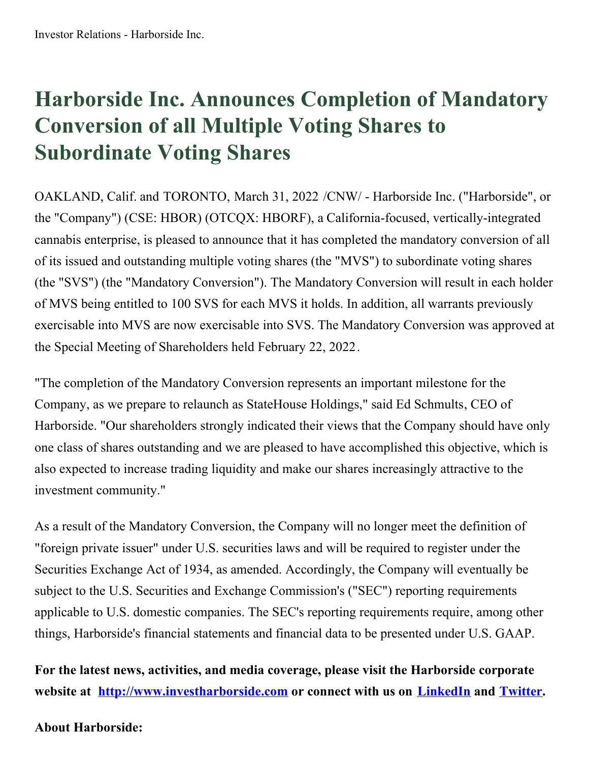# Harborside Inc. Announces Completion of Mandatory Conversion of all Multiple Voting Shares to Subordinate Voting Shares

OAKLAND, Calif. and TORONTO, March 31, 2022 /CNW/ - Harborside Inc. ("Harborside", or the "Company") (CSE: HBOR) (OTCQX: HBORF), a California-focused, vertically-integrated cannabis enterprise, is pleased to announce that it has completed the mandatory conversion of all of its issued and outstanding multiple voting shares (the "MVS") to subordinate voting shares (the "SVS") (the "Mandatory Conversion"). The Mandatory Conversion will result in each holder of MVS being entitled to 100 SVS for each MVS it holds. In addition, all warrants previously exercisable into MVS are now exercisable into SVS. The Mandatory Conversion was approved at the Special Meeting of Shareholders held February 22, 2022.

"The completion of the Mandatory Conversion represents an important milestone for the Company, as we prepare to relaunch as StateHouse Holdings," said Ed Schmults, CEO of Harborside. "Our shareholders strongly indicated their views that the Company should have only one class of shares outstanding and we are pleased to have accomplished this objective, which is also expected to increase trading liquidity and make our shares increasingly attractive to the investment community."

As a result of the Mandatory Conversion, the Company will no longer meet the definition of "foreign private issuer" under U.S. securities laws and will be required to register under the Securities Exchange Act of 1934, as amended. Accordingly, the Company will eventually be subject to the U.S. Securities and Exchange Commission's ("SEC") reporting requirements applicable to U.S. domestic companies. The SEC's reporting requirements require, among other things, Harborside's financial statements and financial data to be presented under U.S. GAAP.

**For the latest news, activities, and media coverage, please visit the Harborside corporate website at [http://www.investharborside.com](http://www.investharborside.com) or connect with us on [LinkedIn]() and [Twitter]().**

**About Harborside:**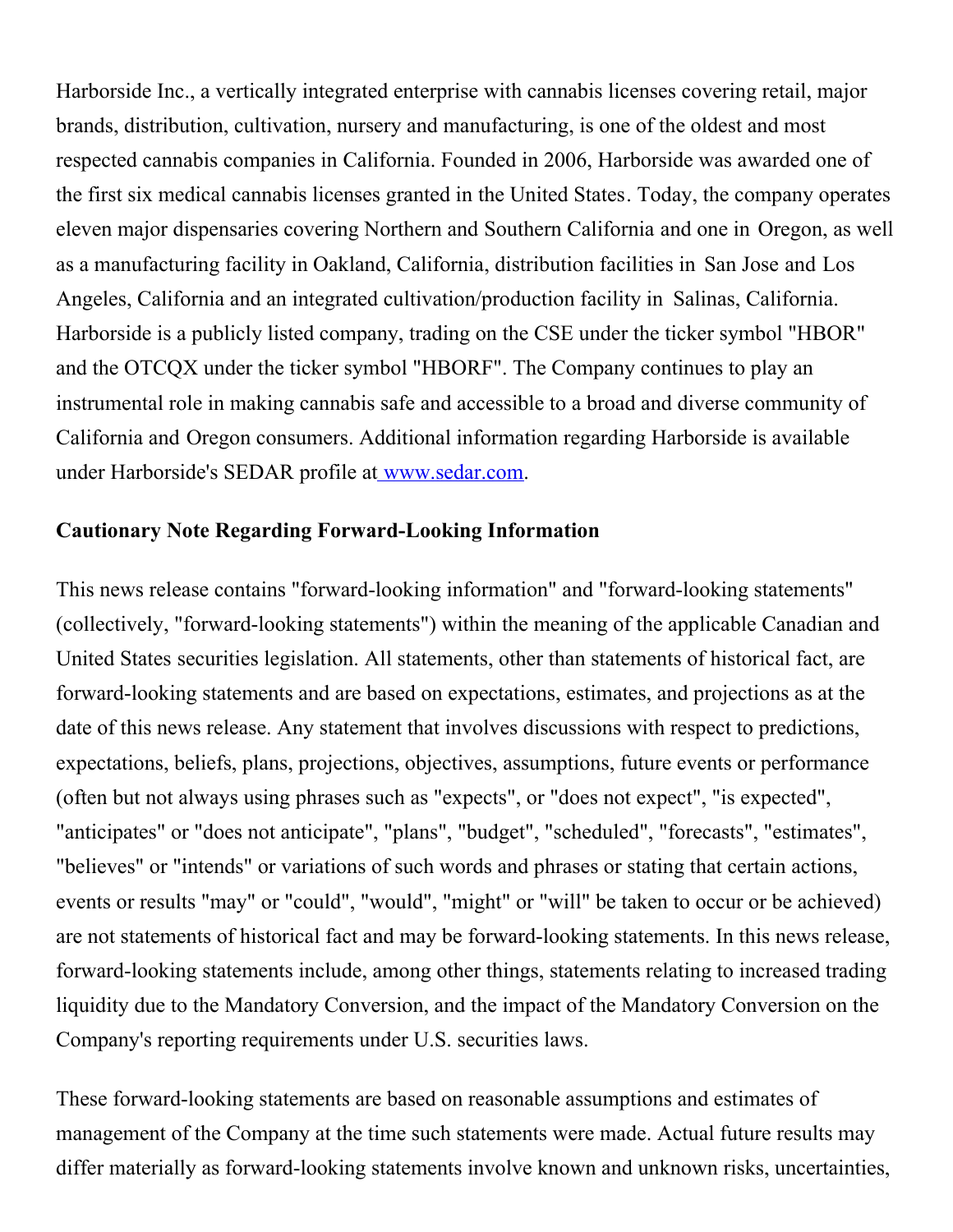Harborside Inc., a vertically integrated enterprise with cannabis licenses covering retail, major brands, distribution, cultivation, nursery and manufacturing, is one of the oldest and most respected cannabis companies in California. Founded in 2006, Harborside was awarded one of the first six medical cannabis licenses granted in the United States. Today, the company operates eleven major dispensaries covering Northern and Southern California and one in Oregon, as well as a manufacturing facility in Oakland, California, distribution facilities in San Jose and Los Angeles, California and an integrated cultivation/production facility in Salinas, California. Harborside is a publicly listed company, trading on the CSE under the ticker symbol "HBOR" and the OTCQX under the ticker symbol "HBORF". The Company continues to play an instrumental role in making cannabis safe and accessible to a broad and diverse community of California and Oregon consumers. Additional information regarding Harborside is available under Harborside's SEDAR profile at www.sedar.com.

**Cautionary Note Regarding Forward-Looking Information**

This news release contains "forward-looking information" and "forward-looking statements" (collectively, "forward-looking statements") within the meaning of the applicable Canadian and United States securities legislation. All statements, other than statements of historical fact, are forward-looking statements and are based on expectations, estimates, and projections as at the date of this news release. Any statement that involves discussions with respect to predictions, expectations, beliefs, plans, projections, objectives, assumptions, future events or performance (often but not always using phrases such as "expects", or "does not expect", "is expected", "anticipates" or "does not anticipate", "plans", "budget", "scheduled", "forecasts", "estimates", "believes" or "intends" or variations of such words and phrases or stating that certain actions, events or results "may" or "could", "would", "might" or "will" be taken to occur or be achieved) are not statements of historical fact and may be forward-looking statements. In this news release, forward-looking statements include, among other things, statements relating to increased trading liquidity due to the Mandatory Conversion, and the impact of the Mandatory Conversion on the Company's reporting requirements under U.S. securities laws.

These forward-looking statements are based on reasonable assumptions and estimates of management of the Company at the time such statements were made. Actual future results may differ materially as forward-looking statements involve known and unknown risks, uncertainties,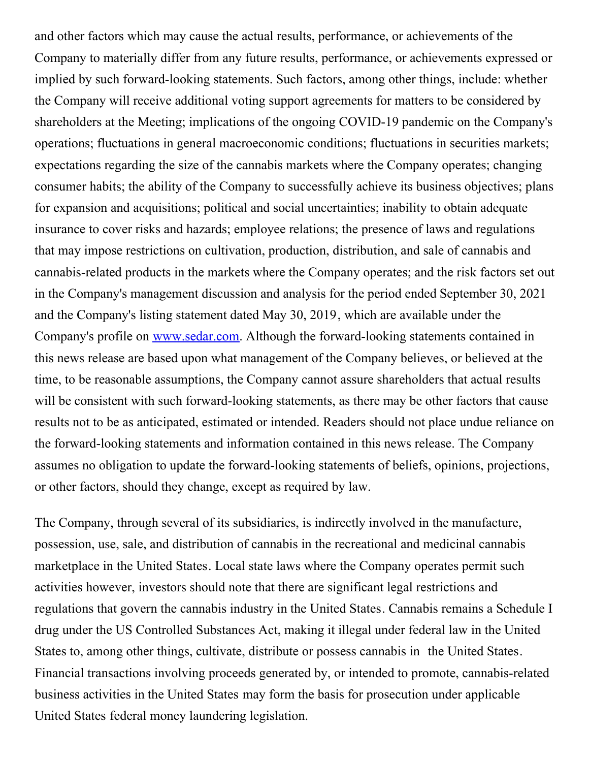and other factors which may cause the actual results, performance, or achievements of the Company to materially differ from any future results, performance, or achievements expressed or implied by such forward-looking statements. Such factors, among other things, include: whether the Company will receive additional voting support agreements for matters to be considered by shareholders at the Meeting; implications of the ongoing COVID-19 pandemic on the Company's operations; fluctuations in general macroeconomic conditions; fluctuations in securities markets; expectations regarding the size of the cannabis markets where the Company operates; changing consumer habits; the ability of the Company to successfully achieve its business objectives; plans for expansion and acquisitions; political and social uncertainties; inability to obtain adequate insurance to cover risks and hazards; employee relations; the presence of laws and regulations that may impose restrictions on cultivation, production, distribution, and sale of cannabis and cannabis-related products in the markets where the Company operates; and the risk factors set out in the Company's management discussion and analysis for the period ended September 30, 2021 and the Company's listing statement dated May 30, 2019, which are available under the Company's profile on [www.sedar.com](http://www.sedar.com). Although the forward-looking statements contained in this news release are based upon what management of the Company believes, or believed at the time, to be reasonable assumptions, the Company cannot assure shareholders that actual results will be consistent with such forward-looking statements, as there may be other factors that cause results not to be as anticipated, estimated or intended. Readers should not place undue reliance on the forward-looking statements and information contained in this news release. The Company assumes no obligation to update the forward-looking statements of beliefs, opinions, projections, or other factors, should they change, except as required by law.

The Company, through several of its subsidiaries, is indirectly involved in the manufacture, possession, use, sale, and distribution of cannabis in the recreational and medicinal cannabis marketplace in the United States. Local state laws where the Company operates permit such activities however, investors should note that there are significant legal restrictions and regulations that govern the cannabis industry in the United States. Cannabis remains a Schedule I drug under the US Controlled Substances Act, making it illegal under federal law in the United States to, among other things, cultivate, distribute or possess cannabis in the United States. Financial transactions involving proceeds generated by, or intended to promote, cannabis-related business activities in the United States may form the basis for prosecution under applicable United States federal money laundering legislation.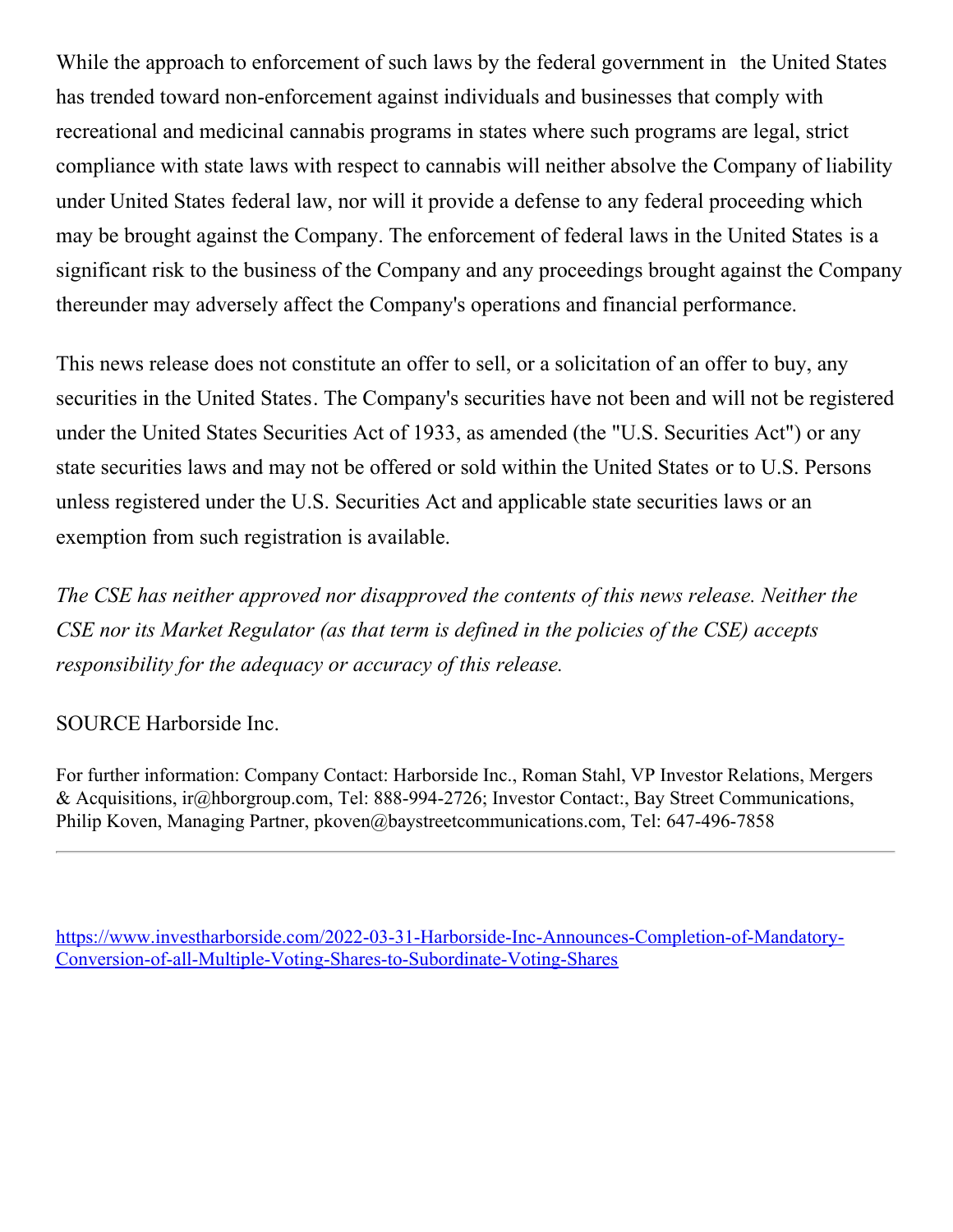While the approach to enforcement of such laws by the federal government in the United States has trended toward non-enforcement against individuals and businesses that comply with recreational and medicinal cannabis programs in states where such programs are legal, strict compliance with state laws with respect to cannabis will neither absolve the Company of liability under United States federal law, nor will it provide a defense to any federal proceeding which may be brought against the Company. The enforcement of federal laws in the United States is a significant risk to the business of the Company and any proceedings brought against the Company thereunder may adversely affect the Company's operations and financial performance.

This news release does not constitute an offer to sell, or a solicitation of an offer to buy, any securities in the United States. The Company's securities have not been and will not be registered under the United States Securities Act of 1933, as amended (the "U.S. Securities Act") or any state securities laws and may not be offered or sold within the United States or to U.S. Persons unless registered under the U.S. Securities Act and applicable state securities laws or an exemption from such registration is available.

*The CSE has neither approved nor disapproved the contents of this news release. Neither the CSE nor its Market Regulator (as that term is defined in the policies of the CSE) accepts responsibility for the adequacy or accuracy of this release.*

SOURCE Harborside Inc.

For further information: Company Contact: Harborside Inc., Roman Stahl, VP Investor Relations, Mergers & Acquisitions, ir@hborgroup.com, Tel: 888-994-2726; Investor Contact:, Bay Street Communications, Philip Koven, Managing Partner, pkoven@baystreetcommunications.com, Tel: 647-496-7858

---

https://www.investharborside.com/2022-03-31-Harborside-Inc-Announces-Completion-of-Mandatory-Conversion-of-all-Multiple-Voting-Shares-to-Subordinate-Voting-Shares